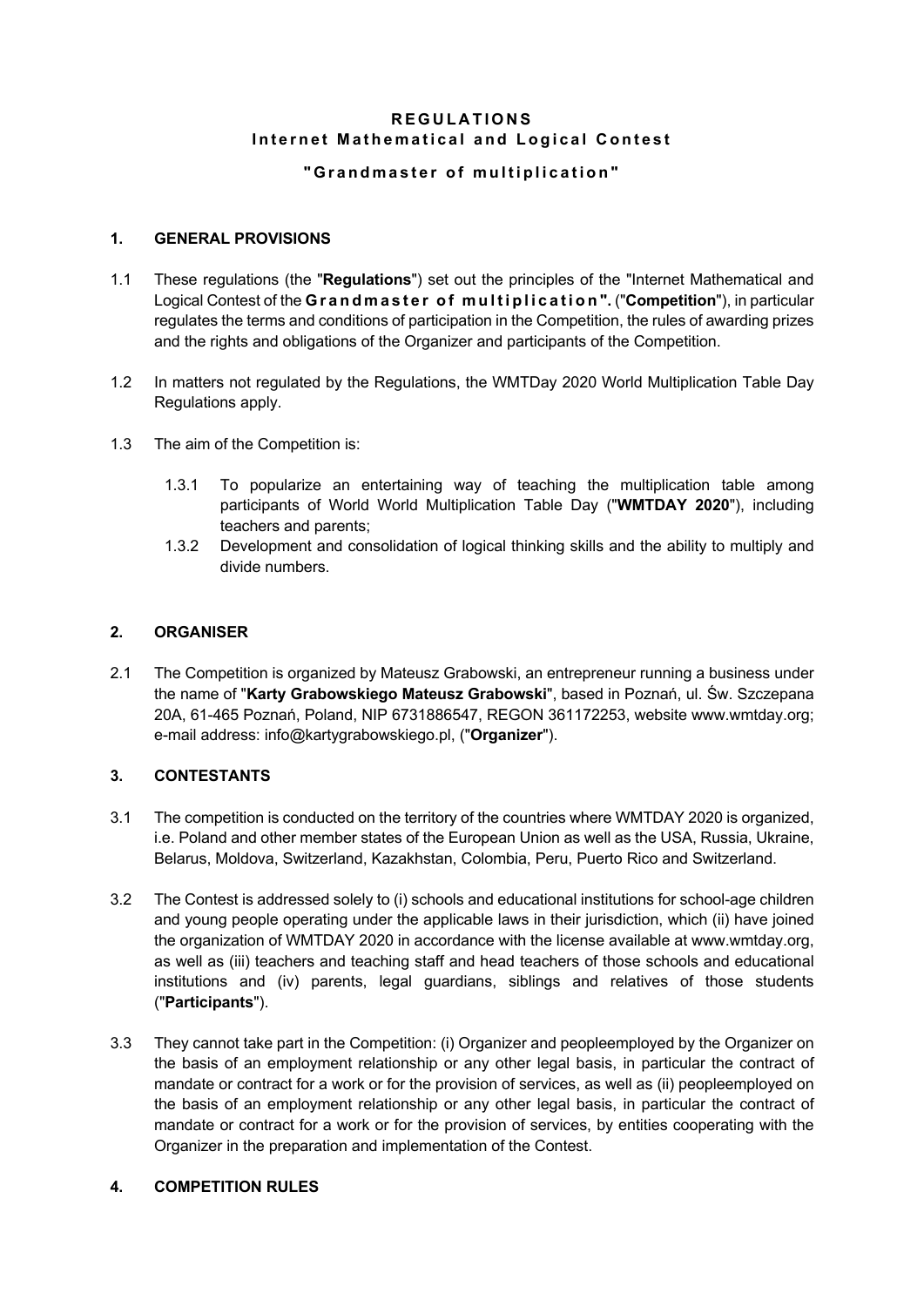# REGULATIONS
## Internet Mathematical and Logical Contest
## "Grandmaster of multiplication"

### 1. GENERAL PROVISIONS

1.1 These regulations (the "**Regulations**") set out the principles of the "Internet Mathematical and Logical Contest of the **Grandmaster of multiplication".** ("**Competition**"), in particular regulates the terms and conditions of participation in the Competition, the rules of awarding prizes and the rights and obligations of the Organizer and participants of the Competition.

1.2 In matters not regulated by the Regulations, the WMTDay 2020 World Multiplication Table Day Regulations apply.

1.3 The aim of the Competition is:

1.3.1 To popularize an entertaining way of teaching the multiplication table among participants of World World Multiplication Table Day ("**WMTDAY 2020**"), including teachers and parents;

1.3.2 Development and consolidation of logical thinking skills and the ability to multiply and divide numbers.

### 2. ORGANISER

2.1 The Competition is organized by Mateusz Grabowski, an entrepreneur running a business under the name of "**Karty Grabowskiego Mateusz Grabowski**", based in Poznań, ul. Św. Szczepana 20A, 61-465 Poznań, Poland, NIP 6731886547, REGON 361172253, website www.wmtday.org; e-mail address: info@kartygrabowskiego.pl, ("**Organizer**").

### 3. CONTESTANTS

3.1 The competition is conducted on the territory of the countries where WMTDAY 2020 is organized, i.e. Poland and other member states of the European Union as well as the USA, Russia, Ukraine, Belarus, Moldova, Switzerland, Kazakhstan, Colombia, Peru, Puerto Rico and Switzerland.

3.2 The Contest is addressed solely to (i) schools and educational institutions for school-age children and young people operating under the applicable laws in their jurisdiction, which (ii) have joined the organization of WMTDAY 2020 in accordance with the license available at www.wmtday.org, as well as (iii) teachers and teaching staff and head teachers of those schools and educational institutions and (iv) parents, legal guardians, siblings and relatives of those students ("**Participants**").

3.3 They cannot take part in the Competition: (i) Organizer and peopleemployed by the Organizer on the basis of an employment relationship or any other legal basis, in particular the contract of mandate or contract for a work or for the provision of services, as well as (ii) peopleemployed on the basis of an employment relationship or any other legal basis, in particular the contract of mandate or contract for a work or for the provision of services, by entities cooperating with the Organizer in the preparation and implementation of the Contest.

### 4. COMPETITION RULES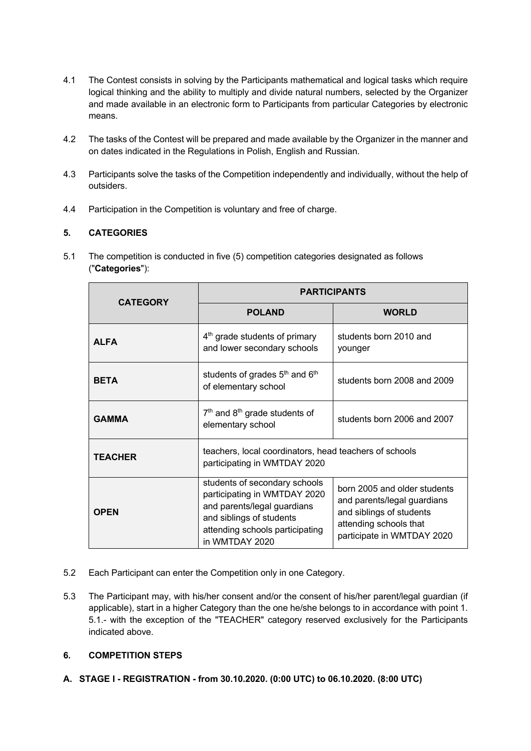4.1 The Contest consists in solving by the Participants mathematical and logical tasks which require logical thinking and the ability to multiply and divide natural numbers, selected by the Organizer and made available in an electronic form to Participants from particular Categories by electronic means.

4.2 The tasks of the Contest will be prepared and made available by the Organizer in the manner and on dates indicated in the Regulations in Polish, English and Russian.

4.3 Participants solve the tasks of the Competition independently and individually, without the help of outsiders.

4.4 Participation in the Competition is voluntary and free of charge.

## 5. CATEGORIES

5.1 The competition is conducted in five (5) competition categories designated as follows ("**Categories**"):

| CATEGORY | PARTICIPANTS | |
|---|---|---|
| | **POLAND** | **WORLD** |
| **ALFA** | 4th grade students of primary and lower secondary schools | students born 2010 and younger |
| **BETA** | students of grades 5th and 6th of elementary school | students born 2008 and 2009 |
| **GAMMA** | 7th and 8th grade students of elementary school | students born 2006 and 2007 |
| **TEACHER** | teachers, local coordinators, head teachers of schools participating in WMTDAY 2020 | |
| **OPEN** | students of secondary schools participating in WMTDAY 2020 and parents/legal guardians and siblings of students attending schools participating in WMTDAY 2020 | born 2005 and older students and parents/legal guardians and siblings of students attending schools that participate in WMTDAY 2020 |

5.2 Each Participant can enter the Competition only in one Category.

5.3 The Participant may, with his/her consent and/or the consent of his/her parent/legal guardian (if applicable), start in a higher Category than the one he/she belongs to in accordance with point 1. 5.1.- with the exception of the "TEACHER" category reserved exclusively for the Participants indicated above.

## 6. COMPETITION STEPS

### A. STAGE I - REGISTRATION - from 30.10.2020. (0:00 UTC) to 06.10.2020. (8:00 UTC)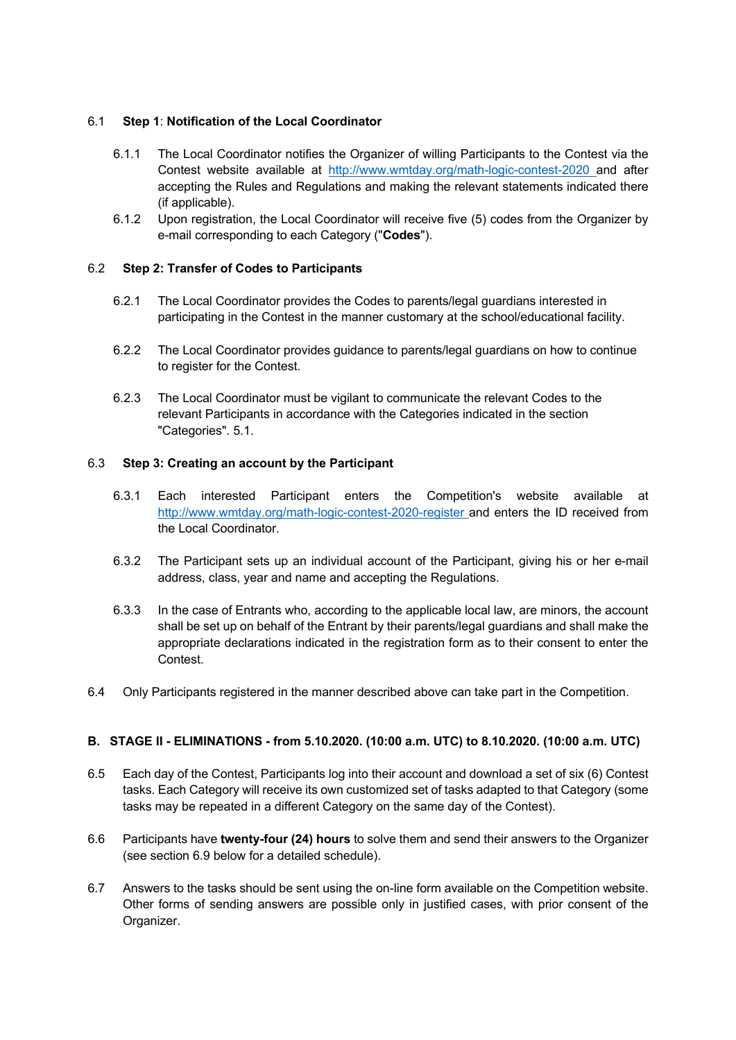6.1 **Step 1**: **Notification of the Local Coordinator**

6.1.1 The Local Coordinator notifies the Organizer of willing Participants to the Contest via the Contest website available at http://www.wmtday.org/math-logic-contest-2020 and after accepting the Rules and Regulations and making the relevant statements indicated there (if applicable).

6.1.2 Upon registration, the Local Coordinator will receive five (5) codes from the Organizer by e-mail corresponding to each Category ("**Codes**").

6.2 **Step 2: Transfer of Codes to Participants**

6.2.1 The Local Coordinator provides the Codes to parents/legal guardians interested in participating in the Contest in the manner customary at the school/educational facility.

6.2.2 The Local Coordinator provides guidance to parents/legal guardians on how to continue to register for the Contest.

6.2.3 The Local Coordinator must be vigilant to communicate the relevant Codes to the relevant Participants in accordance with the Categories indicated in the section "Categories". 5.1.

6.3 **Step 3: Creating an account by the Participant**

6.3.1 Each interested Participant enters the Competition's website available at http://www.wmtday.org/math-logic-contest-2020-register and enters the ID received from the Local Coordinator.

6.3.2 The Participant sets up an individual account of the Participant, giving his or her e-mail address, class, year and name and accepting the Regulations.

6.3.3 In the case of Entrants who, according to the applicable local law, are minors, the account shall be set up on behalf of the Entrant by their parents/legal guardians and shall make the appropriate declarations indicated in the registration form as to their consent to enter the Contest.

6.4 Only Participants registered in the manner described above can take part in the Competition.

**B. STAGE II - ELIMINATIONS - from 5.10.2020. (10:00 a.m. UTC) to 8.10.2020. (10:00 a.m. UTC)**

6.5 Each day of the Contest, Participants log into their account and download a set of six (6) Contest tasks. Each Category will receive its own customized set of tasks adapted to that Category (some tasks may be repeated in a different Category on the same day of the Contest).

6.6 Participants have **twenty-four (24) hours** to solve them and send their answers to the Organizer (see section 6.9 below for a detailed schedule).

6.7 Answers to the tasks should be sent using the on-line form available on the Competition website. Other forms of sending answers are possible only in justified cases, with prior consent of the Organizer.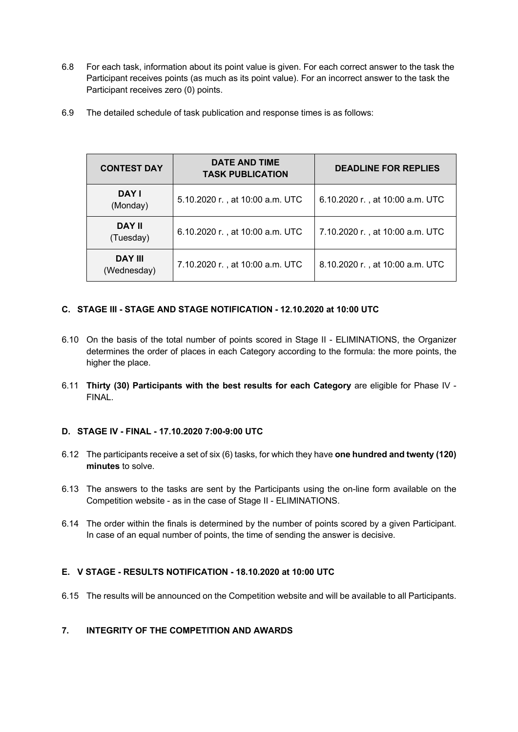6.8 For each task, information about its point value is given. For each correct answer to the task the Participant receives points (as much as its point value). For an incorrect answer to the task the Participant receives zero (0) points.

6.9 The detailed schedule of task publication and response times is as follows:

| CONTEST DAY | DATE AND TIME TASK PUBLICATION | DEADLINE FOR REPLIES |
|---|---|---|
| **DAY I** (Monday) | 5.10.2020 r. , at 10:00 a.m. UTC | 6.10.2020 r. , at 10:00 a.m. UTC |
| **DAY II** (Tuesday) | 6.10.2020 r. , at 10:00 a.m. UTC | 7.10.2020 r. , at 10:00 a.m. UTC |
| **DAY III** (Wednesday) | 7.10.2020 r. , at 10:00 a.m. UTC | 8.10.2020 r. , at 10:00 a.m. UTC |

### C. STAGE III - STAGE AND STAGE NOTIFICATION - 12.10.2020 at 10:00 UTC

6.10 On the basis of the total number of points scored in Stage II - ELIMINATIONS, the Organizer determines the order of places in each Category according to the formula: the more points, the higher the place.

6.11 **Thirty (30) Participants with the best results for each Category** are eligible for Phase IV - FINAL.

### D. STAGE IV - FINAL - 17.10.2020 7:00-9:00 UTC

6.12 The participants receive a set of six (6) tasks, for which they have **one hundred and twenty (120) minutes** to solve.

6.13 The answers to the tasks are sent by the Participants using the on-line form available on the Competition website - as in the case of Stage II - ELIMINATIONS.

6.14 The order within the finals is determined by the number of points scored by a given Participant. In case of an equal number of points, the time of sending the answer is decisive.

### E. V STAGE - RESULTS NOTIFICATION - 18.10.2020 at 10:00 UTC

6.15 The results will be announced on the Competition website and will be available to all Participants.

## 7. INTEGRITY OF THE COMPETITION AND AWARDS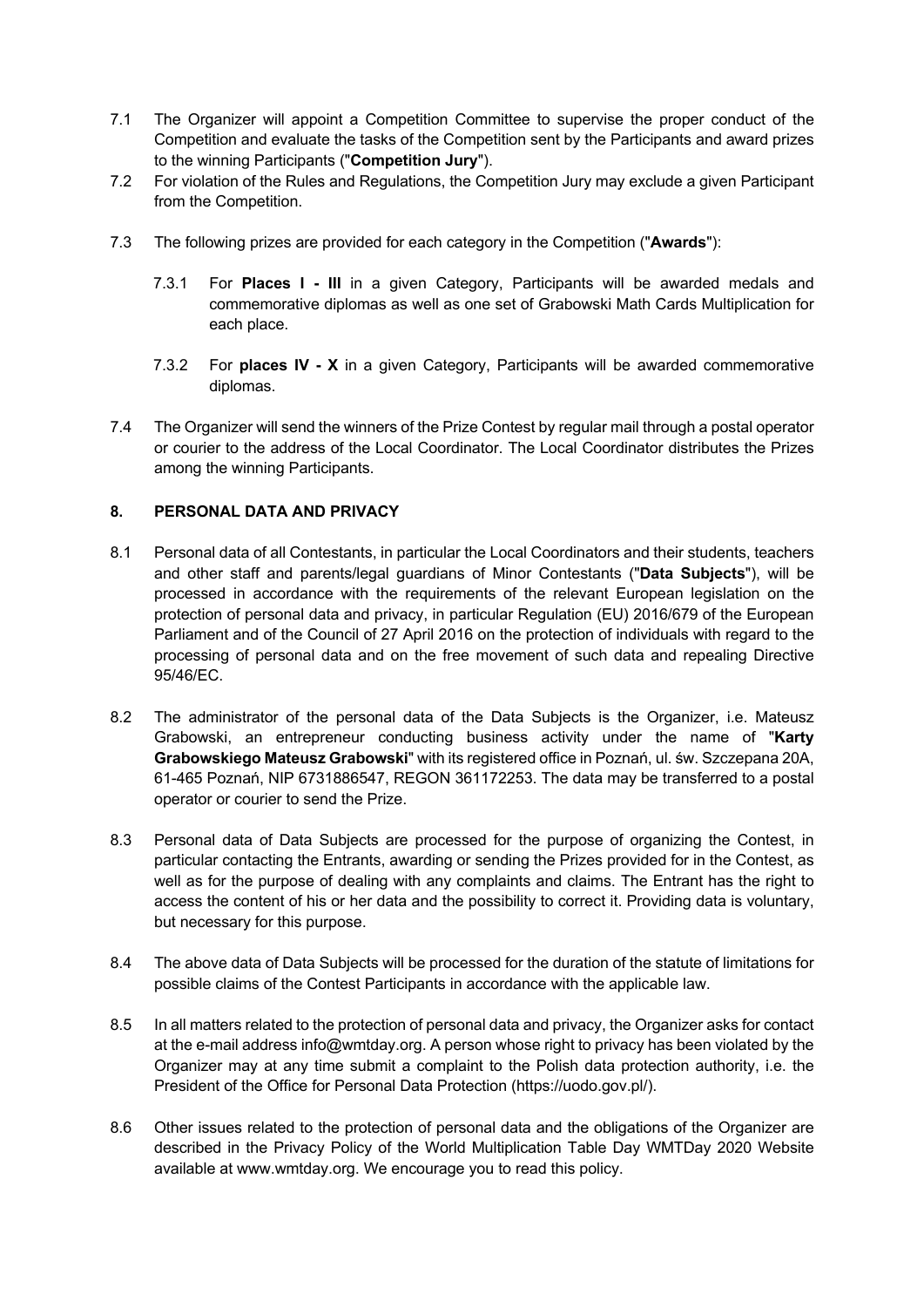7.1 The Organizer will appoint a Competition Committee to supervise the proper conduct of the Competition and evaluate the tasks of the Competition sent by the Participants and award prizes to the winning Participants ("**Competition Jury**").

7.2 For violation of the Rules and Regulations, the Competition Jury may exclude a given Participant from the Competition.

7.3 The following prizes are provided for each category in the Competition ("**Awards**"):

7.3.1 For **Places I - III** in a given Category, Participants will be awarded medals and commemorative diplomas as well as one set of Grabowski Math Cards Multiplication for each place.

7.3.2 For **places IV - X** in a given Category, Participants will be awarded commemorative diplomas.

7.4 The Organizer will send the winners of the Prize Contest by regular mail through a postal operator or courier to the address of the Local Coordinator. The Local Coordinator distributes the Prizes among the winning Participants.

## 8. PERSONAL DATA AND PRIVACY

8.1 Personal data of all Contestants, in particular the Local Coordinators and their students, teachers and other staff and parents/legal guardians of Minor Contestants ("**Data Subjects**"), will be processed in accordance with the requirements of the relevant European legislation on the protection of personal data and privacy, in particular Regulation (EU) 2016/679 of the European Parliament and of the Council of 27 April 2016 on the protection of individuals with regard to the processing of personal data and on the free movement of such data and repealing Directive 95/46/EC.

8.2 The administrator of the personal data of the Data Subjects is the Organizer, i.e. Mateusz Grabowski, an entrepreneur conducting business activity under the name of "**Karty Grabowskiego Mateusz Grabowski**" with its registered office in Poznań, ul. św. Szczepana 20A, 61-465 Poznań, NIP 6731886547, REGON 361172253. The data may be transferred to a postal operator or courier to send the Prize.

8.3 Personal data of Data Subjects are processed for the purpose of organizing the Contest, in particular contacting the Entrants, awarding or sending the Prizes provided for in the Contest, as well as for the purpose of dealing with any complaints and claims. The Entrant has the right to access the content of his or her data and the possibility to correct it. Providing data is voluntary, but necessary for this purpose.

8.4 The above data of Data Subjects will be processed for the duration of the statute of limitations for possible claims of the Contest Participants in accordance with the applicable law.

8.5 In all matters related to the protection of personal data and privacy, the Organizer asks for contact at the e-mail address info@wmtday.org. A person whose right to privacy has been violated by the Organizer may at any time submit a complaint to the Polish data protection authority, i.e. the President of the Office for Personal Data Protection (https://uodo.gov.pl/).

8.6 Other issues related to the protection of personal data and the obligations of the Organizer are described in the Privacy Policy of the World Multiplication Table Day WMTDay 2020 Website available at www.wmtday.org. We encourage you to read this policy.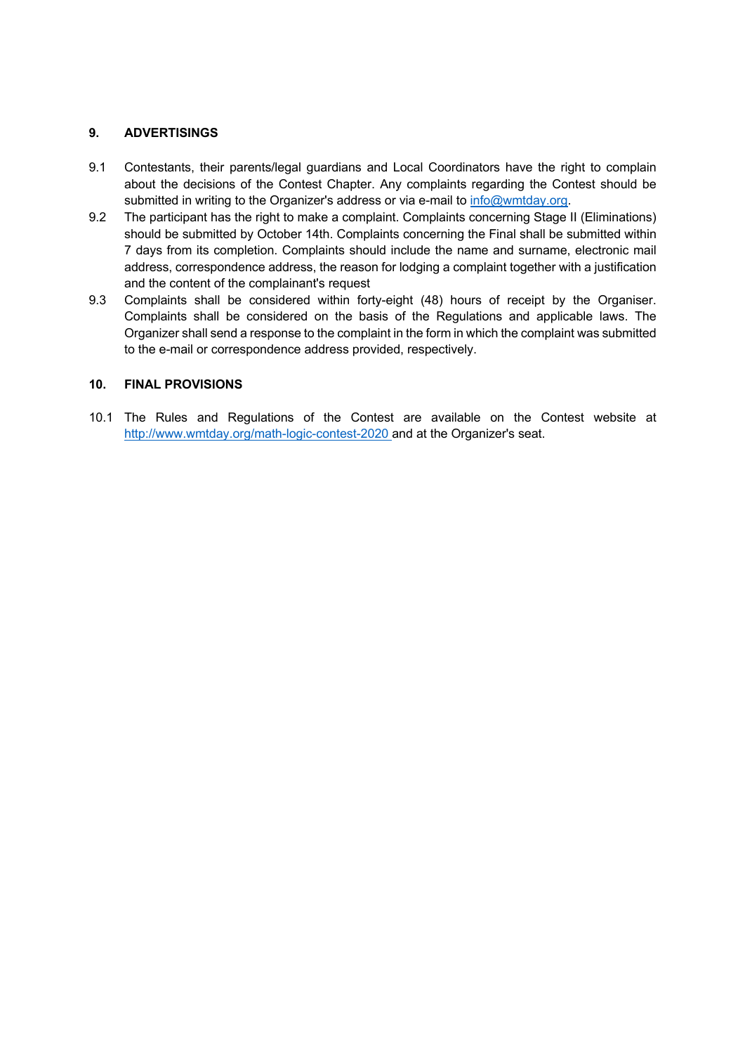## 9. ADVERTISINGS

9.1 Contestants, their parents/legal guardians and Local Coordinators have the right to complain about the decisions of the Contest Chapter. Any complaints regarding the Contest should be submitted in writing to the Organizer's address or via e-mail to info@wmtday.org.

9.2 The participant has the right to make a complaint. Complaints concerning Stage II (Eliminations) should be submitted by October 14th. Complaints concerning the Final shall be submitted within 7 days from its completion. Complaints should include the name and surname, electronic mail address, correspondence address, the reason for lodging a complaint together with a justification and the content of the complainant's request

9.3 Complaints shall be considered within forty-eight (48) hours of receipt by the Organiser. Complaints shall be considered on the basis of the Regulations and applicable laws. The Organizer shall send a response to the complaint in the form in which the complaint was submitted to the e-mail or correspondence address provided, respectively.

## 10. FINAL PROVISIONS

10.1 The Rules and Regulations of the Contest are available on the Contest website at http://www.wmtday.org/math-logic-contest-2020 and at the Organizer's seat.